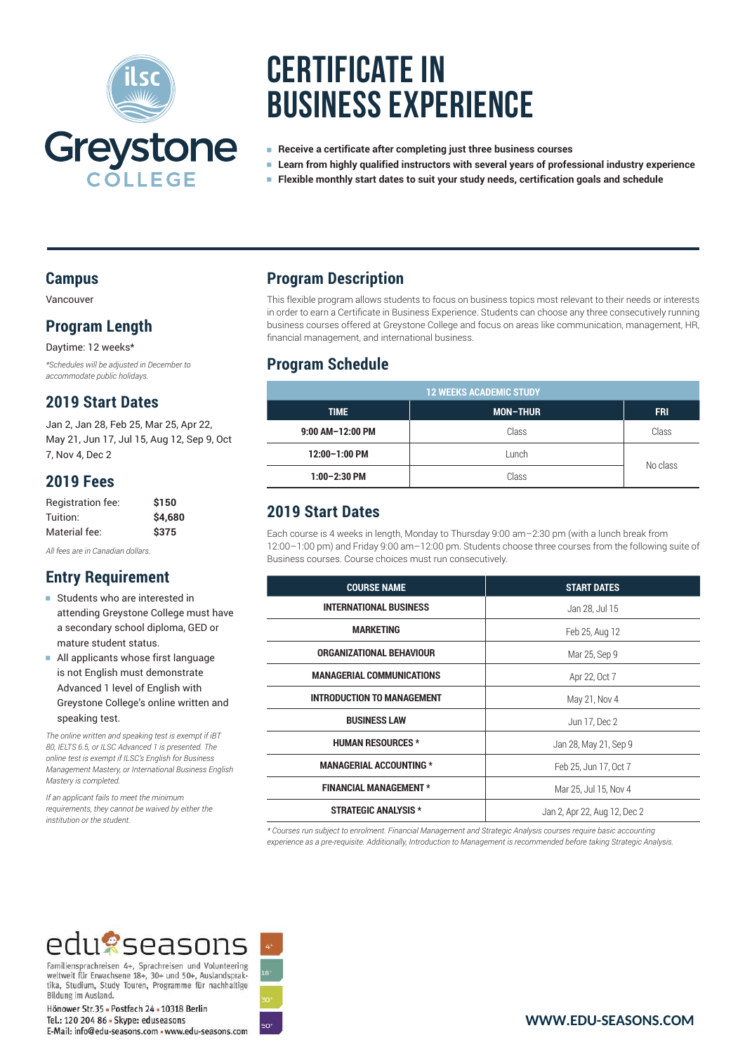Greystone COLLEGE

# CERTIFICATE IN BUSINESS EXPERIENCE

- **Receive a certificate after completing just three business courses**
- **Learn from highly qualified instructors with several years of professional industry experience**
- **Flexible monthly start dates to suit your study needs, certification goals and schedule**

## Campus

Vancouver

## Program Length

Daytime: 12 weeks*

*\*Schedules will be adjusted in December to accommodate public holidays.*

## 2019 Start Dates

Jan 2, Jan 28, Feb 25, Mar 25, Apr 22, May 21, Jun 17, Jul 15, Aug 12, Sep 9, Oct 7, Nov 4, Dec 2

## 2019 Fees

| | |
|---|---|
| Registration fee: | **$150** |
| Tuition: | **$4,680** |
| Material fee: | **$375** |

*All fees are in Canadian dollars.*

## Entry Requirement

- Students who are interested in attending Greystone College must have a secondary school diploma, GED or mature student status.
- All applicants whose first language is not English must demonstrate Advanced 1 level of English with Greystone College's online written and speaking test.

*The online written and speaking test is exempt if iBT 80, IELTS 6.5, or ILSC Advanced 1 is presented. The online test is exempt if ILSC's English for Business Management Mastery, or International Business English Mastery is completed.*

*If an applicant fails to meet the minimum requirements, they cannot be waived by either the institution or the student.*

## Program Description

This flexible program allows students to focus on business topics most relevant to their needs or interests in order to earn a Certificate in Business Experience. Students can choose any three consecutively running business courses offered at Greystone College and focus on areas like communication, management, HR, financial management, and international business.

## Program Schedule

| 12 WEEKS ACADEMIC STUDY | | |
|---|---|---|
| **TIME** | **MON–THUR** | **FRI** |
| **9:00 AM–12:00 PM** | Class | Class |
| **12:00–1:00 PM** | Lunch | No class |
| **1:00–2:30 PM** | Class | |

## 2019 Start Dates

Each course is 4 weeks in length, Monday to Thursday 9:00 am–2:30 pm (with a lunch break from 12:00–1:00 pm) and Friday 9:00 am–12:00 pm. Students choose three courses from the following suite of Business courses. Course choices must run consecutively.

| COURSE NAME | START DATES |
|---|---|
| **INTERNATIONAL BUSINESS** | Jan 28, Jul 15 |
| **MARKETING** | Feb 25, Aug 12 |
| **ORGANIZATIONAL BEHAVIOUR** | Mar 25, Sep 9 |
| **MANAGERIAL COMMUNICATIONS** | Apr 22, Oct 7 |
| **INTRODUCTION TO MANAGEMENT** | May 21, Nov 4 |
| **BUSINESS LAW** | Jun 17, Dec 2 |
| **HUMAN RESOURCES \*** | Jan 28, May 21, Sep 9 |
| **MANAGERIAL ACCOUNTING \*** | Feb 25, Jun 17, Oct 7 |
| **FINANCIAL MANAGEMENT \*** | Mar 25, Jul 15, Nov 4 |
| **STRATEGIC ANALYSIS \*** | Jan 2, Apr 22, Aug 12, Dec 2 |

*\* Courses run subject to enrolment. Financial Management and Strategic Analysis courses require basic accounting experience as a pre-requisite. Additionally, Introduction to Management is recommended before taking Strategic Analysis.*

edu seasons

Familiensprachreisen 4+, Sprachreisen und Volunteering weltweit für Erwachsene 18+, 30+ und 50+, Auslandspraktika, Studium, Study Touren, Programme für nachhaltige Bildung im Ausland.

Hönower Str.35 • Postfach 24 • 10318 Berlin
Tel.: 120 204 86 • Skype: eduseasons
E-Mail: info@edu-seasons.com • www.edu-seasons.com

4+ 18+ 30+ 50+

**WWW.EDU-SEASONS.COM**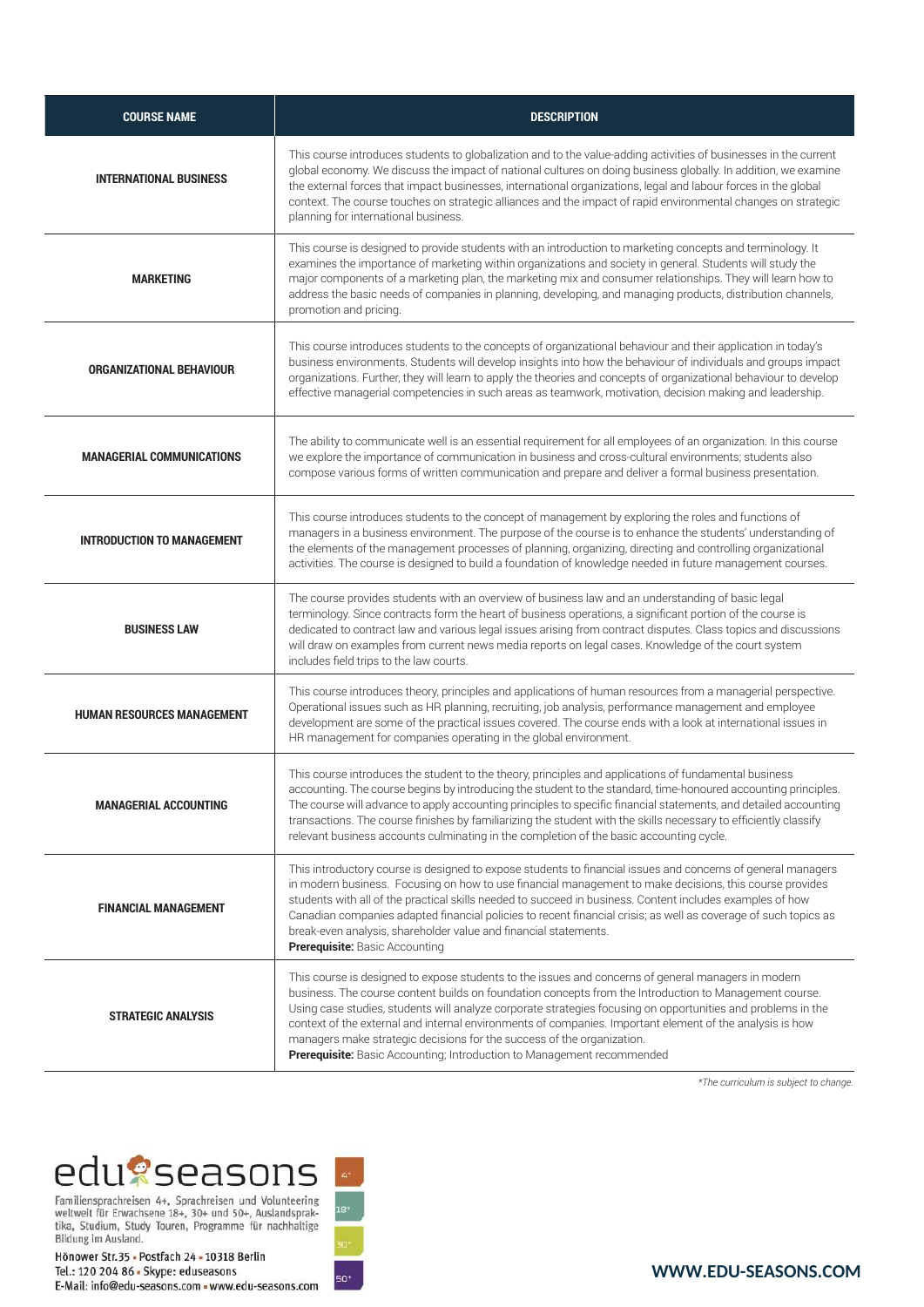| COURSE NAME | DESCRIPTION |
|---|---|
| **INTERNATIONAL BUSINESS** | This course introduces students to globalization and to the value-adding activities of businesses in the current global economy. We discuss the impact of national cultures on doing business globally. In addition, we examine the external forces that impact businesses, international organizations, legal and labour forces in the global context. The course touches on strategic alliances and the impact of rapid environmental changes on strategic planning for international business. |
| **MARKETING** | This course is designed to provide students with an introduction to marketing concepts and terminology. It examines the importance of marketing within organizations and society in general. Students will study the major components of a marketing plan, the marketing mix and consumer relationships. They will learn how to address the basic needs of companies in planning, developing, and managing products, distribution channels, promotion and pricing. |
| **ORGANIZATIONAL BEHAVIOUR** | This course introduces students to the concepts of organizational behaviour and their application in today's business environments. Students will develop insights into how the behaviour of individuals and groups impact organizations. Further, they will learn to apply the theories and concepts of organizational behaviour to develop effective managerial competencies in such areas as teamwork, motivation, decision making and leadership. |
| **MANAGERIAL COMMUNICATIONS** | The ability to communicate well is an essential requirement for all employees of an organization. In this course we explore the importance of communication in business and cross-cultural environments; students also compose various forms of written communication and prepare and deliver a formal business presentation. |
| **INTRODUCTION TO MANAGEMENT** | This course introduces students to the concept of management by exploring the roles and functions of managers in a business environment. The purpose of the course is to enhance the students' understanding of the elements of the management processes of planning, organizing, directing and controlling organizational activities. The course is designed to build a foundation of knowledge needed in future management courses. |
| **BUSINESS LAW** | The course provides students with an overview of business law and an understanding of basic legal terminology. Since contracts form the heart of business operations, a significant portion of the course is dedicated to contract law and various legal issues arising from contract disputes. Class topics and discussions will draw on examples from current news media reports on legal cases. Knowledge of the court system includes field trips to the law courts. |
| **HUMAN RESOURCES MANAGEMENT** | This course introduces theory, principles and applications of human resources from a managerial perspective. Operational issues such as HR planning, recruiting, job analysis, performance management and employee development are some of the practical issues covered. The course ends with a look at international issues in HR management for companies operating in the global environment. |
| **MANAGERIAL ACCOUNTING** | This course introduces the student to the theory, principles and applications of fundamental business accounting. The course begins by introducing the student to the standard, time-honoured accounting principles. The course will advance to apply accounting principles to specific financial statements, and detailed accounting transactions. The course finishes by familiarizing the student with the skills necessary to efficiently classify relevant business accounts culminating in the completion of the basic accounting cycle. |
| **FINANCIAL MANAGEMENT** | This introductory course is designed to expose students to financial issues and concerns of general managers in modern business. Focusing on how to use financial management to make decisions, this course provides students with all of the practical skills needed to succeed in business. Content includes examples of how Canadian companies adapted financial policies to recent financial crisis; as well as coverage of such topics as break-even analysis, shareholder value and financial statements. **Prerequisite:** Basic Accounting |
| **STRATEGIC ANALYSIS** | This course is designed to expose students to the issues and concerns of general managers in modern business. The course content builds on foundation concepts from the Introduction to Management course. Using case studies, students will analyze corporate strategies focusing on opportunities and problems in the context of the external and internal environments of companies. Important element of the analysis is how managers make strategic decisions for the success of the organization. **Prerequisite:** Basic Accounting; Introduction to Management recommended |

*\*The curriculum is subject to change.*

edu seasons

Familiensprachreisen 4+, Sprachreisen und Volunteering weltweit für Erwachsene 18+, 30+ und 50+, Auslandspraktika, Studium, Study Touren, Programme für nachhaltige Bildung im Ausland.

Hönower Str.35 • Postfach 24 • 10318 Berlin
Tel.: 120 204 86 • Skype: eduseasons
E-Mail: info@edu-seasons.com • www.edu-seasons.com

4+ 18+ 30+ 50+

**WWW.EDU-SEASONS.COM**